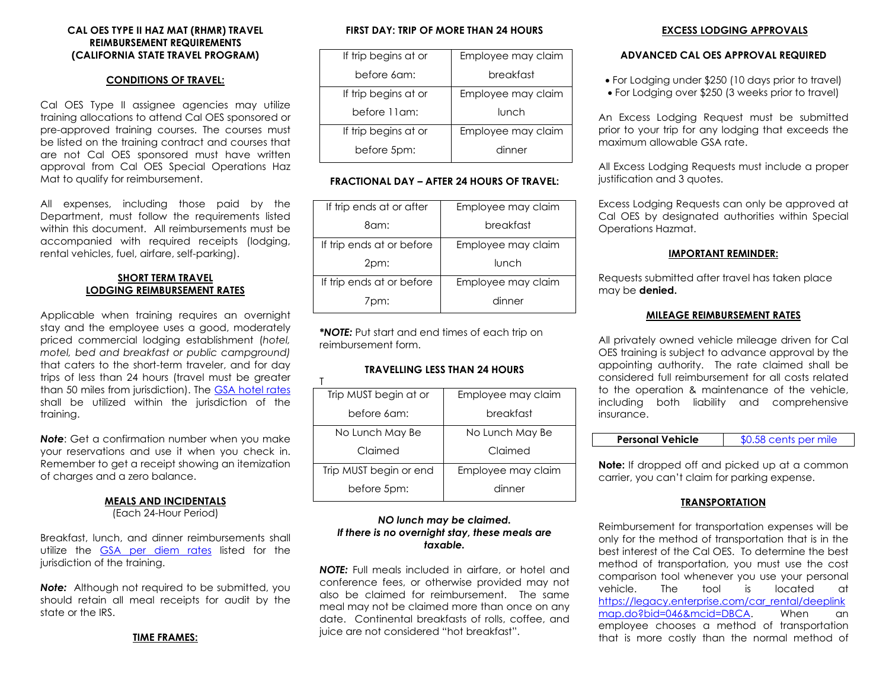## CAL OES TYPE II HAZ MAT (RHMR) TRAVEL REIMBURSEMENT REQUIREMENTS (CALIFORNIA STATE TRAVEL PROGRAM)

### CONDITIONS OF TRAVEL:

Cal OES Type II assignee agencies may utilize training allocations to attend Cal OES sponsored or pre-approved training courses. The courses must be listed on the training contract and courses that are not Cal OES sponsored must have written approval from Cal OES Special Operations Haz Mat to qualify for reimbursement.

All expenses, including those paid by the Department, must follow the requirements listed within this document. All reimbursements must be accompanied with required receipts (lodging, rental vehicles, fuel, airfare, self-parking).

### SHORT TERM TRAVEL LODGING REIMBURSEMENT RATES

Applicable when training requires an overnight stay and the employee uses a good, moderately priced commercial lodging establishment (*hotel, motel, bed and breakfast or public campground)* that caters to the short-term traveler, and for day trips of less than 24 hours (travel must be greater than 50 miles from jurisdiction). The GSA hotel rates shall be utilized within the jurisdiction of the training.

***Note***: Get a confirmation number when you make your reservations and use it when you check in. Remember to get a receipt showing an itemization of charges and a zero balance.

### MEALS AND INCIDENTALS

(Each 24-Hour Period)

Breakfast, lunch, and dinner reimbursements shall utilize the GSA per diem rates listed for the jurisdiction of the training.

***Note:*** Although not required to be submitted, you should retain all meal receipts for audit by the state or the IRS.

### TIME FRAMES:

#### FIRST DAY: TRIP OF MORE THAN 24 HOURS

| If trip begins at or before 6am: | Employee may claim breakfast |
|---|---|
| If trip begins at or before 11am: | Employee may claim lunch |
| If trip begins at or before 5pm: | Employee may claim dinner |

#### FRACTIONAL DAY – AFTER 24 HOURS OF TRAVEL:

| If trip ends at or after 8am: | Employee may claim breakfast |
|---|---|
| If trip ends at or before 2pm: | Employee may claim lunch |
| If trip ends at or before 7pm: | Employee may claim dinner |

***\*NOTE:*** Put start and end times of each trip on reimbursement form.

#### TRAVELLING LESS THAN 24 HOURS

T

| Trip MUST begin at or before 6am: | Employee may claim breakfast |
|---|---|
| No Lunch May Be Claimed | No Lunch May Be Claimed |
| Trip MUST begin or end before 5pm: | Employee may claim dinner |

***NO lunch may be claimed. If there is no overnight stay, these meals are taxable.***

***NOTE:*** Full meals included in airfare, or hotel and conference fees, or otherwise provided may not also be claimed for reimbursement. The same meal may not be claimed more than once on any date. Continental breakfasts of rolls, coffee, and juice are not considered "hot breakfast".

### EXCESS LODGING APPROVALS

#### ADVANCED CAL OES APPROVAL REQUIRED

- For Lodging under $250 (10 days prior to travel)
- For Lodging over $250 (3 weeks prior to travel)

An Excess Lodging Request must be submitted prior to your trip for any lodging that exceeds the maximum allowable GSA rate.

All Excess Lodging Requests must include a proper justification and 3 quotes.

Excess Lodging Requests can only be approved at Cal OES by designated authorities within Special Operations Hazmat.

### IMPORTANT REMINDER:

Requests submitted after travel has taken place may be **denied.**

### MILEAGE REIMBURSEMENT RATES

All privately owned vehicle mileage driven for Cal OES training is subject to advance approval by the appointing authority. The rate claimed shall be considered full reimbursement for all costs related to the operation & maintenance of the vehicle, including both liability and comprehensive insurance.

| **Personal Vehicle** | $0.58 cents per mile |
|---|---|

**Note:** If dropped off and picked up at a common carrier, you can't claim for parking expense.

### TRANSPORTATION

Reimbursement for transportation expenses will be only for the method of transportation that is in the best interest of the Cal OES. To determine the best method of transportation, you must use the cost comparison tool whenever you use your personal vehicle. The tool is located at https://legacy.enterprise.com/car_rental/deeplinkmap.do?bid=046&mcid=DBCA. When an employee chooses a method of transportation that is more costly than the normal method of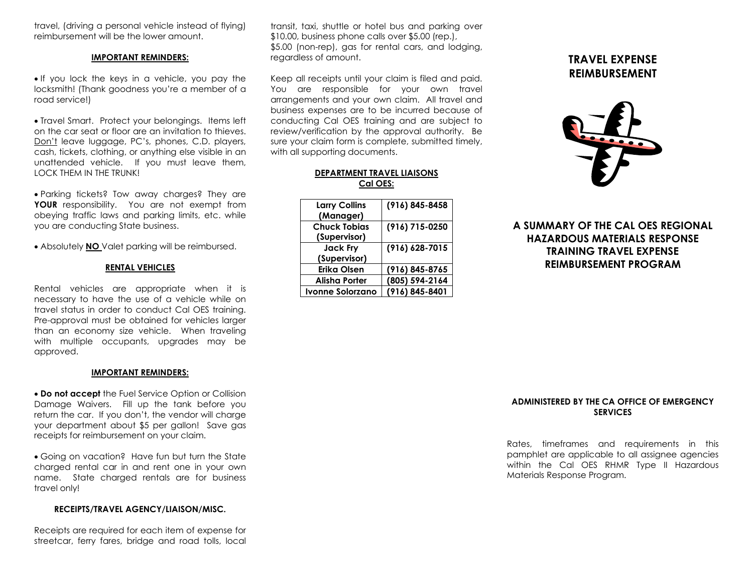travel, (driving a personal vehicle instead of flying) reimbursement will be the lower amount.

### IMPORTANT REMINDERS:

- If you lock the keys in a vehicle, you pay the locksmith! (Thank goodness you're a member of a road service!)
- Travel Smart. Protect your belongings. Items left on the car seat or floor are an invitation to thieves. Don't leave luggage, PC's, phones, C.D. players, cash, tickets, clothing, or anything else visible in an unattended vehicle. If you must leave them, LOCK THEM IN THE TRUNK!
- Parking tickets? Tow away charges? They are **YOUR** responsibility. You are not exempt from obeying traffic laws and parking limits, etc. while you are conducting State business.
- Absolutely **NO** Valet parking will be reimbursed.

### RENTAL VEHICLES

Rental vehicles are appropriate when it is necessary to have the use of a vehicle while on travel status in order to conduct Cal OES training. Pre-approval must be obtained for vehicles larger than an economy size vehicle. When traveling with multiple occupants, upgrades may be approved.

### IMPORTANT REMINDERS:

- **Do not accept** the Fuel Service Option or Collision Damage Waivers. Fill up the tank before you return the car. If you don't, the vendor will charge your department about $5 per gallon! Save gas receipts for reimbursement on your claim.
- Going on vacation? Have fun but turn the State charged rental car in and rent one in your own name. State charged rentals are for business travel only!

### RECEIPTS/TRAVEL AGENCY/LIAISON/MISC.

Receipts are required for each item of expense for streetcar, ferry fares, bridge and road tolls, local transit, taxi, shuttle or hotel bus and parking over $10.00, business phone calls over $5.00 (rep.), $5.00 (non-rep), gas for rental cars, and lodging, regardless of amount.

Keep all receipts until your claim is filed and paid. You are responsible for your own travel arrangements and your own claim. All travel and business expenses are to be incurred because of conducting Cal OES training and are subject to review/verification by the approval authority. Be sure your claim form is complete, submitted timely, with all supporting documents.

### DEPARTMENT TRAVEL LIAISONS Cal OES:

| | |
|---|---|
| **Larry Collins (Manager)** | **(916) 845-8458** |
| **Chuck Tobias (Supervisor)** | **(916) 715-0250** |
| **Jack Fry (Supervisor)** | **(916) 628-7015** |
| **Erika Olsen** | **(916) 845-8765** |
| **Alisha Porter** | **(805) 594-2164** |
| **Ivonne Solorzano** | **(916) 845-8401** |

# TRAVEL EXPENSE REIMBURSEMENT

## A SUMMARY OF THE CAL OES REGIONAL HAZARDOUS MATERIALS RESPONSE TRAINING TRAVEL EXPENSE REIMBURSEMENT PROGRAM

#### ADMINISTERED BY THE CA OFFICE OF EMERGENCY SERVICES

Rates, timeframes and requirements in this pamphlet are applicable to all assignee agencies within the Cal OES RHMR Type II Hazardous Materials Response Program.